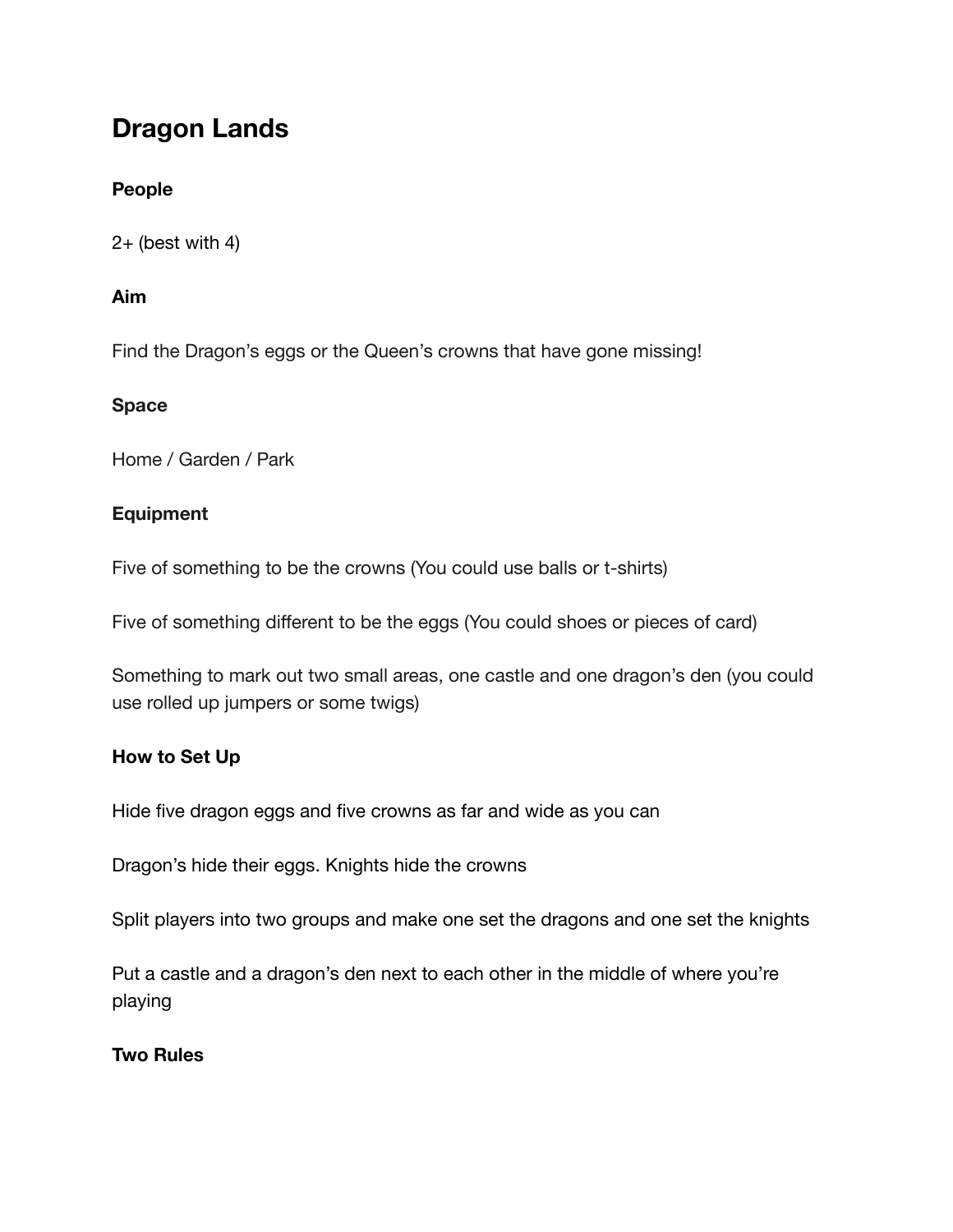# Dragon Lands

**People**

2+ (best with 4)

**Aim**

Find the Dragon's eggs or the Queen's crowns that have gone missing!

**Space**

Home / Garden / Park

**Equipment**

Five of something to be the crowns (You could use balls or t-shirts)

Five of something different to be the eggs (You could shoes or pieces of card)

Something to mark out two small areas, one castle and one dragon's den (you could use rolled up jumpers or some twigs)

**How to Set Up**

Hide five dragon eggs and five crowns as far and wide as you can

Dragon's hide their eggs. Knights hide the crowns

Split players into two groups and make one set the dragons and one set the knights

Put a castle and a dragon's den next to each other in the middle of where you're playing

**Two Rules**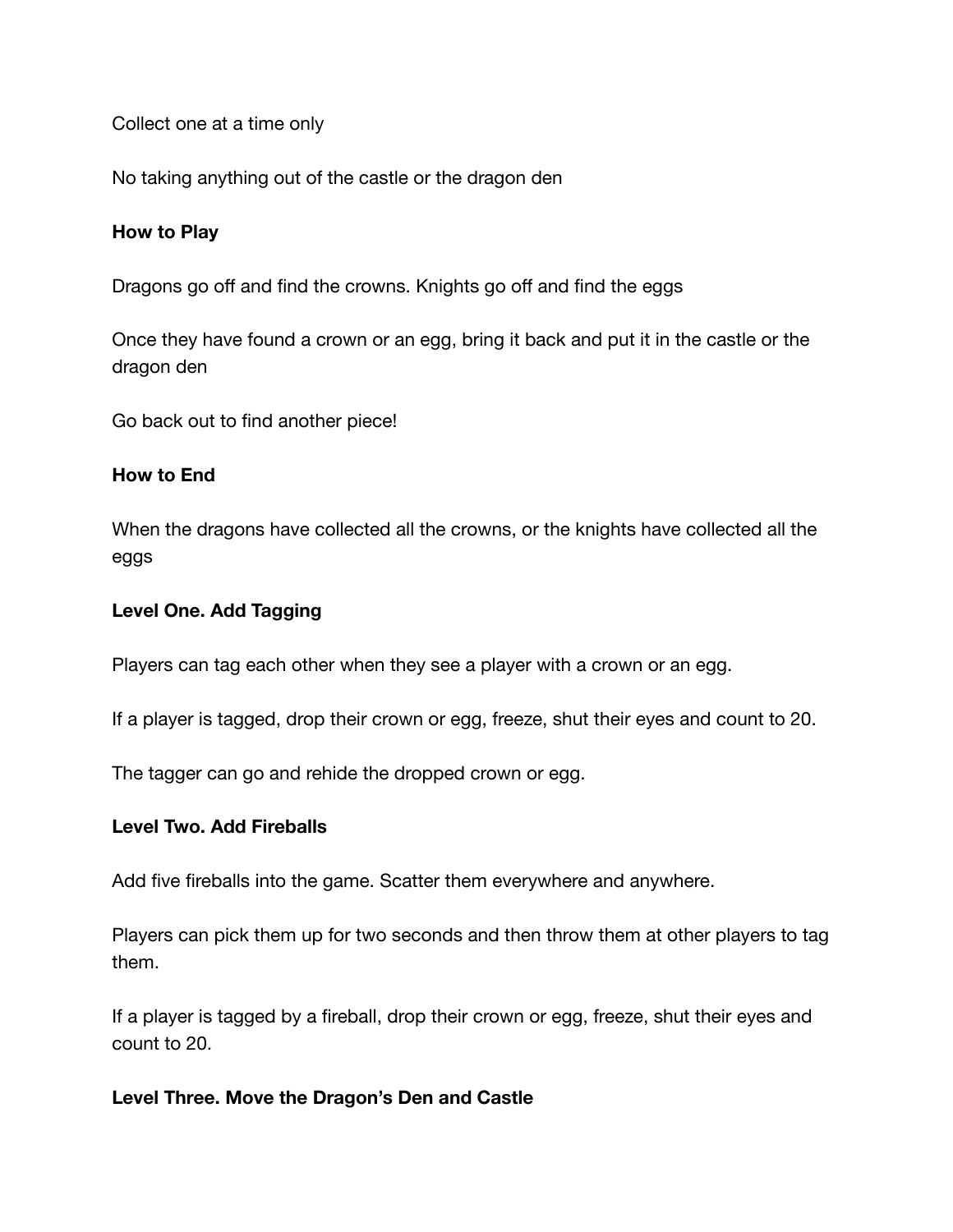Collect one at a time only

No taking anything out of the castle or the dragon den

**How to Play**

Dragons go off and find the crowns. Knights go off and find the eggs

Once they have found a crown or an egg, bring it back and put it in the castle or the dragon den

Go back out to find another piece!

**How to End**

When the dragons have collected all the crowns, or the knights have collected all the eggs

**Level One. Add Tagging**

Players can tag each other when they see a player with a crown or an egg.

If a player is tagged, drop their crown or egg, freeze, shut their eyes and count to 20.

The tagger can go and rehide the dropped crown or egg.

**Level Two. Add Fireballs**

Add five fireballs into the game. Scatter them everywhere and anywhere.

Players can pick them up for two seconds and then throw them at other players to tag them.

If a player is tagged by a fireball, drop their crown or egg, freeze, shut their eyes and count to 20.

**Level Three. Move the Dragon's Den and Castle**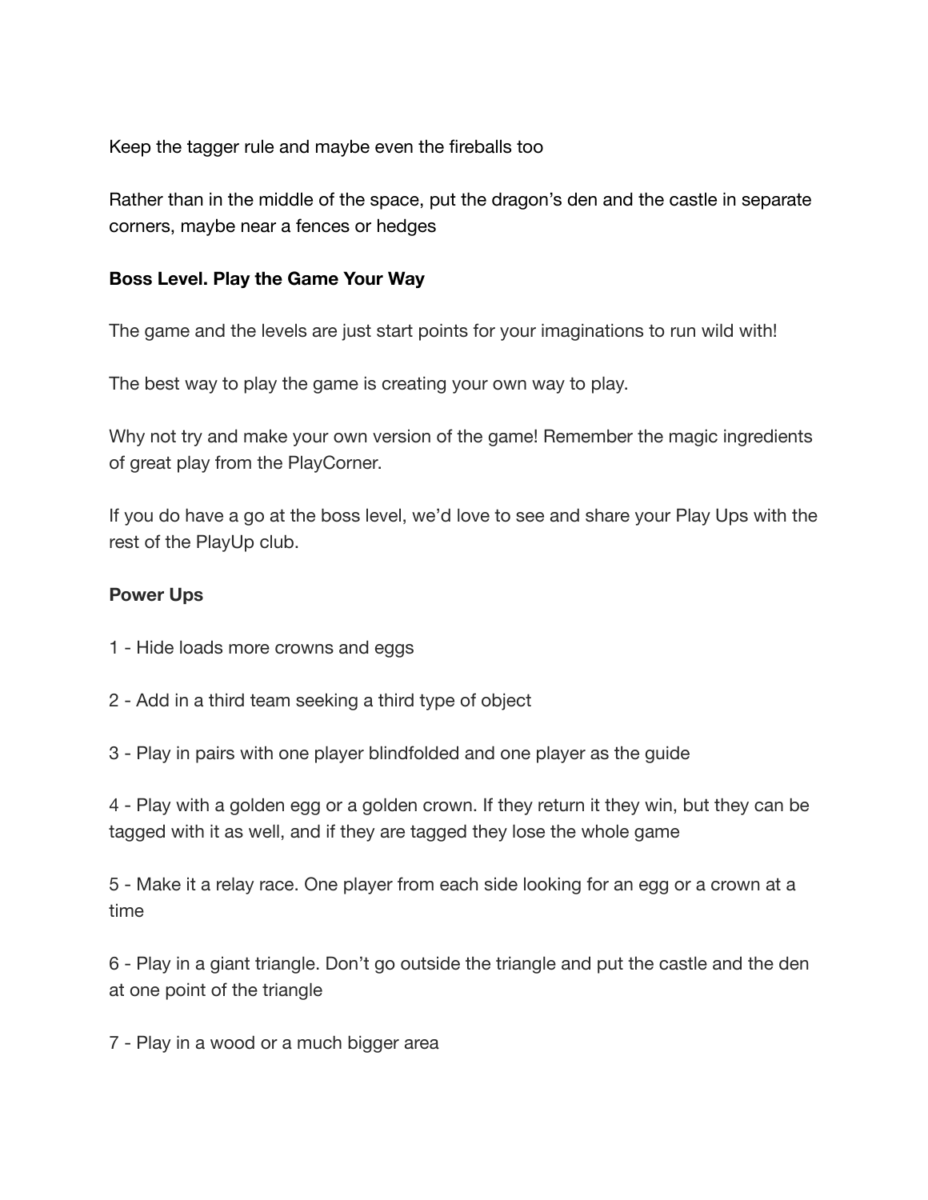Keep the tagger rule and maybe even the fireballs too

Rather than in the middle of the space, put the dragon's den and the castle in separate corners, maybe near a fences or hedges

**Boss Level. Play the Game Your Way**

The game and the levels are just start points for your imaginations to run wild with!

The best way to play the game is creating your own way to play.

Why not try and make your own version of the game! Remember the magic ingredients of great play from the PlayCorner.

If you do have a go at the boss level, we'd love to see and share your Play Ups with the rest of the PlayUp club.

**Power Ups**

1 - Hide loads more crowns and eggs

2 - Add in a third team seeking a third type of object

3 - Play in pairs with one player blindfolded and one player as the guide

4 - Play with a golden egg or a golden crown. If they return it they win, but they can be tagged with it as well, and if they are tagged they lose the whole game

5 - Make it a relay race. One player from each side looking for an egg or a crown at a time

6 - Play in a giant triangle. Don't go outside the triangle and put the castle and the den at one point of the triangle

7 - Play in a wood or a much bigger area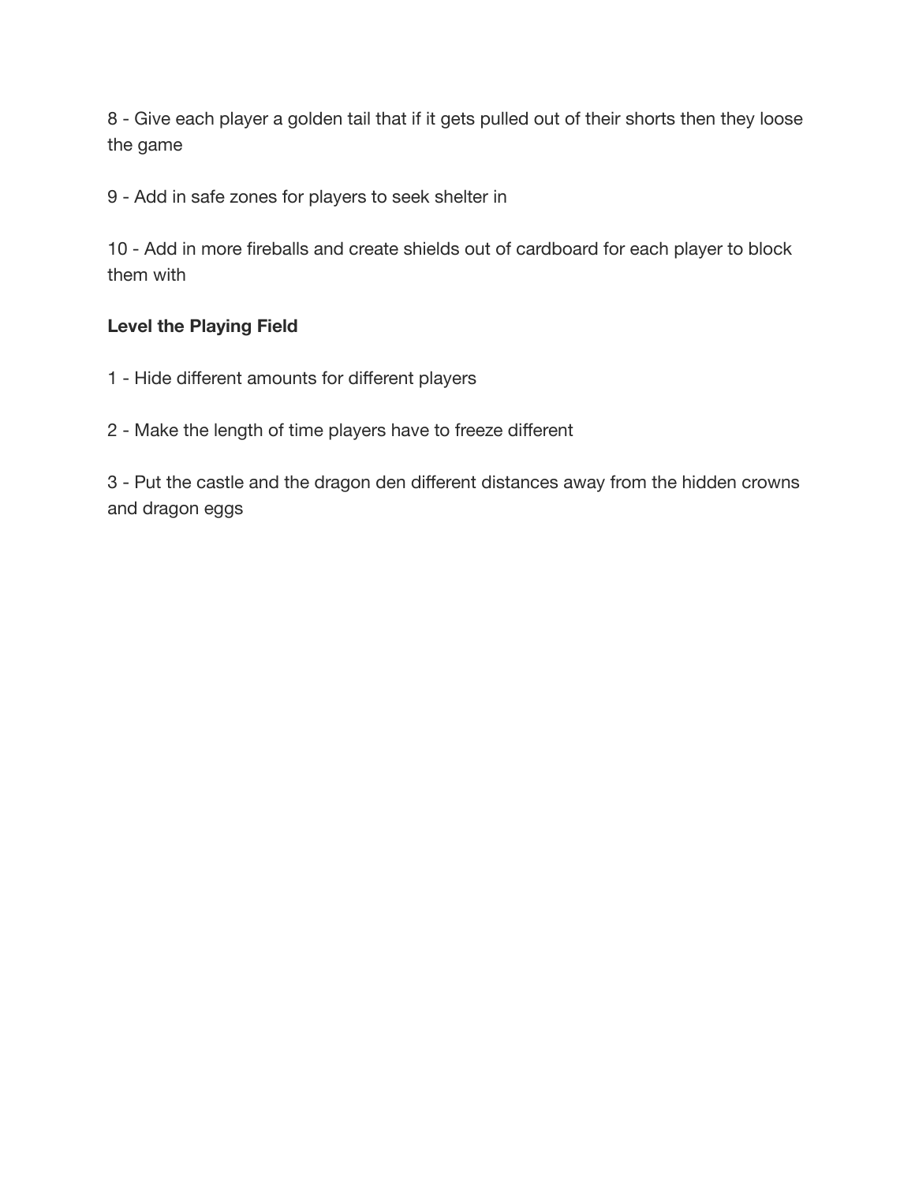8 - Give each player a golden tail that if it gets pulled out of their shorts then they loose the game

9 - Add in safe zones for players to seek shelter in

10 - Add in more fireballs and create shields out of cardboard for each player to block them with

**Level the Playing Field**

1 - Hide different amounts for different players

2 - Make the length of time players have to freeze different

3 - Put the castle and the dragon den different distances away from the hidden crowns and dragon eggs